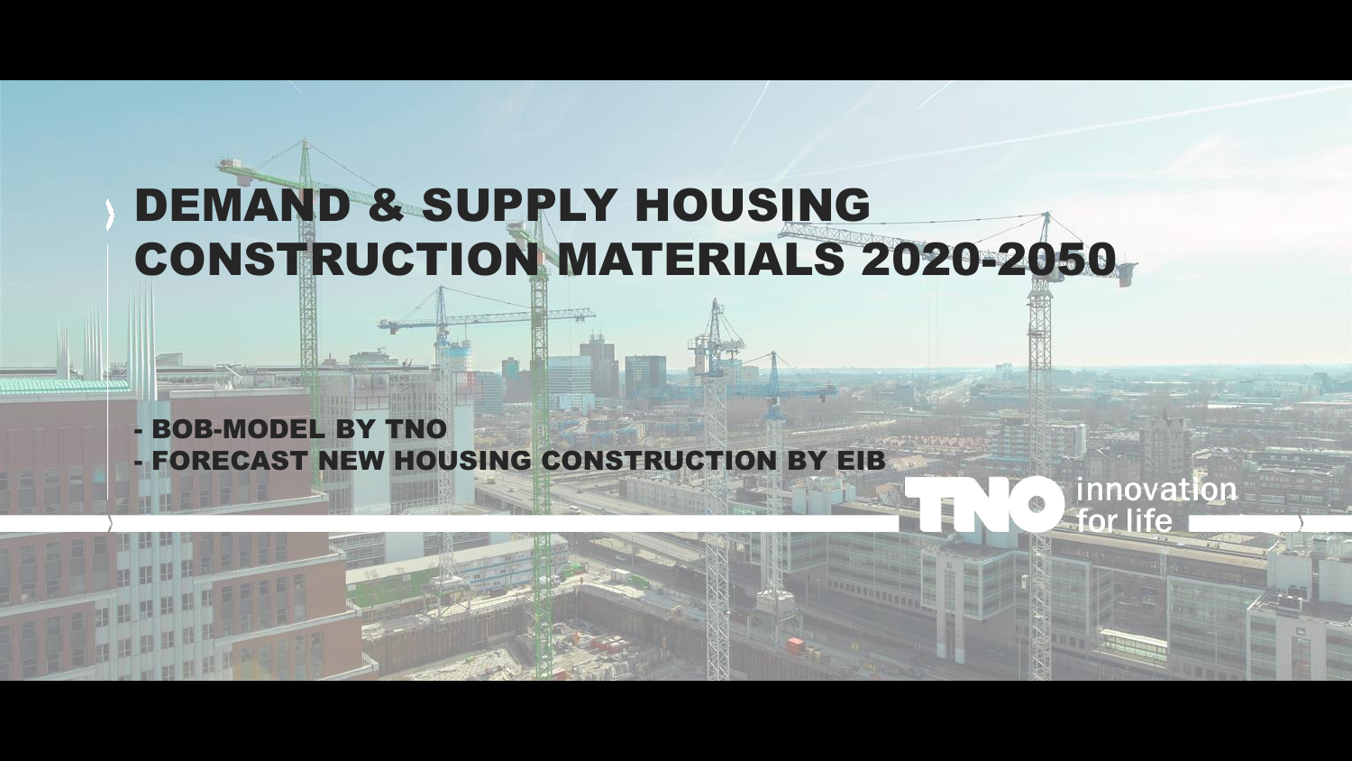# DEMAND & SUPPLY HOUSING CONSTRUCTION MATERIALS 2020-2050

- BOB-MODEL BY TNO
- FORECAST NEW HOUSING CONSTRUCTION BY EIB

TNO innovation for life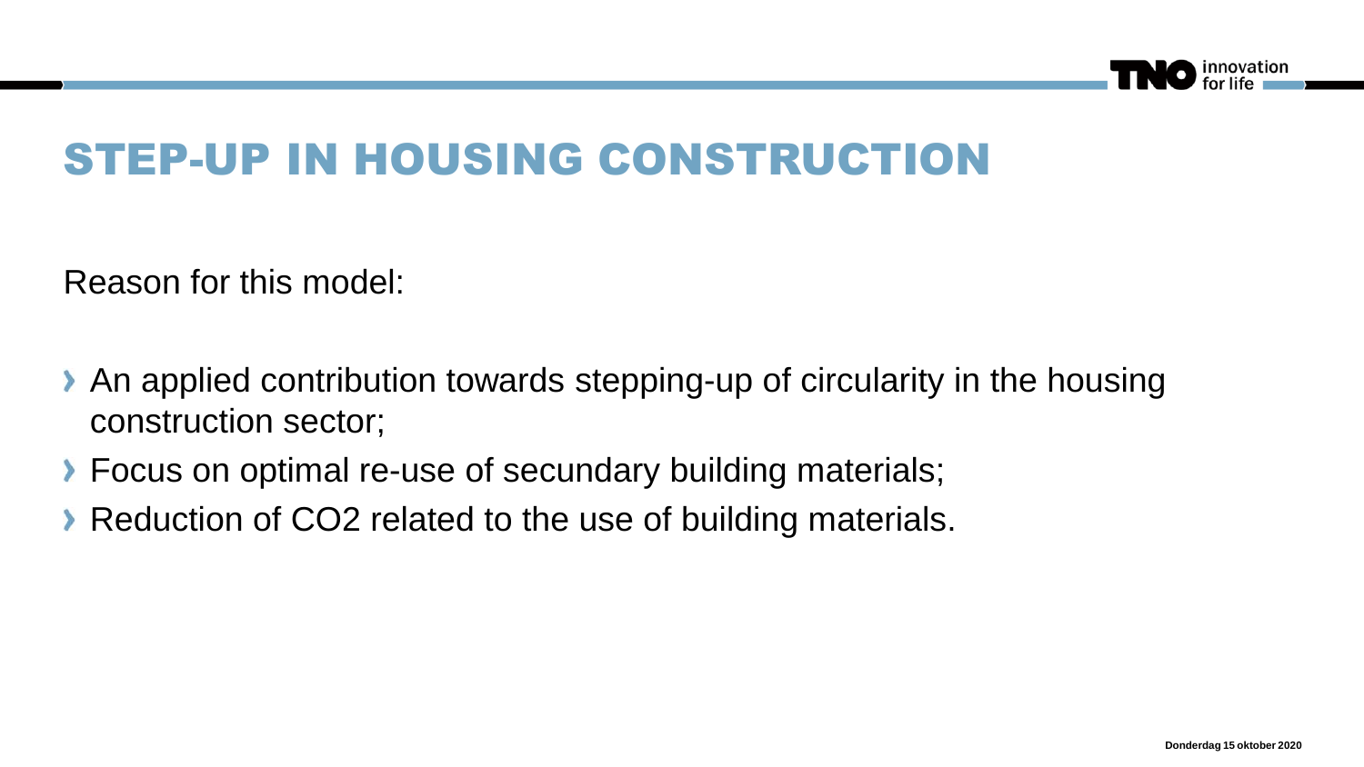# STEP-UP IN HOUSING CONSTRUCTION

Reason for this model:

- An applied contribution towards stepping-up of circularity in the housing construction sector;
- Focus on optimal re-use of secundary building materials;
- Reduction of $CO_2$ related to the use of building materials.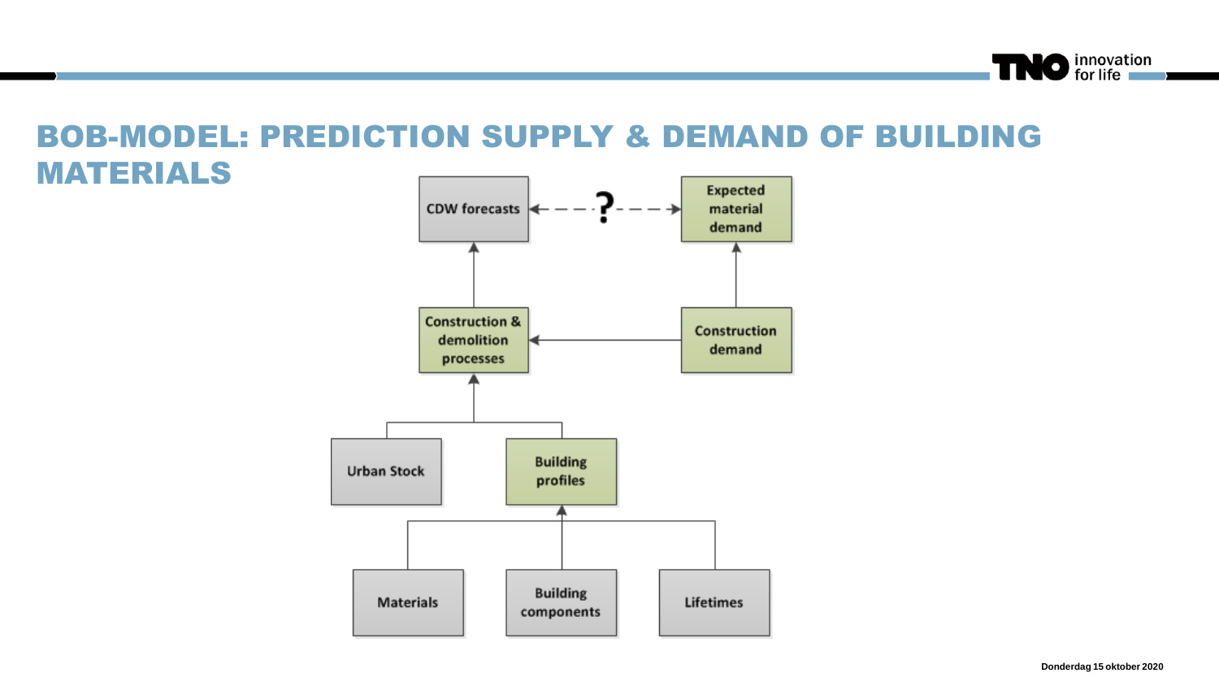# BOB-MODEL: PREDICTION SUPPLY & DEMAND OF BUILDING MATERIALS

CDW forecasts ← ? → Expected material demand

Construction & demolition processes

Construction demand

Urban Stock

Building profiles

Materials

Building components

Lifetimes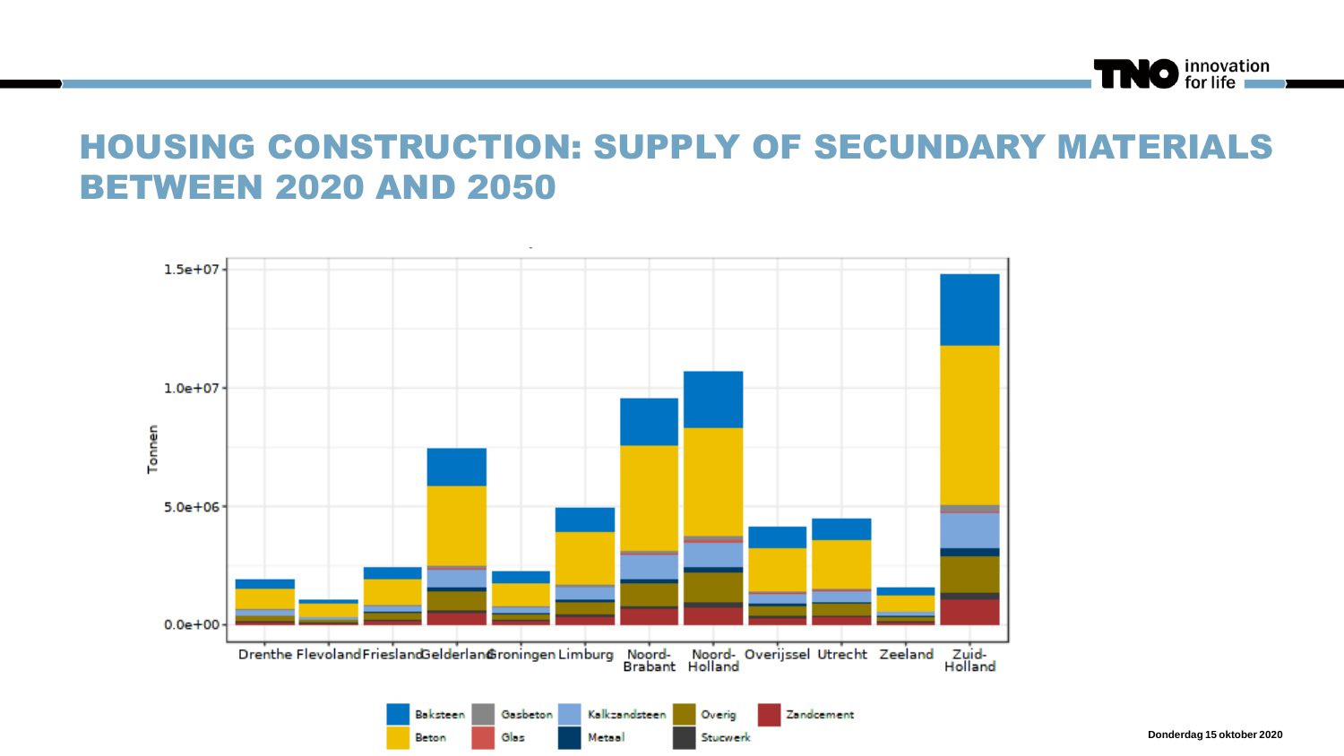# HOUSING CONSTRUCTION: SUPPLY OF SECUNDARY MATERIALS BETWEEN 2020 AND 2050

Tonnen

1.5e+07

1.0e+07

5.0e+06

0.0e+00

Drenthe Flevoland Friesland Gelderland Groningen Limburg Noord-Brabant Noord-Holland Overijssel Utrecht Zeeland Zuid-Holland

Baksteen, Beton, Gasbeton, Glas, Kalkzandsteen, Metaal, Overig, Stucwerk, Zandcement

Donderdag 15 oktober 2020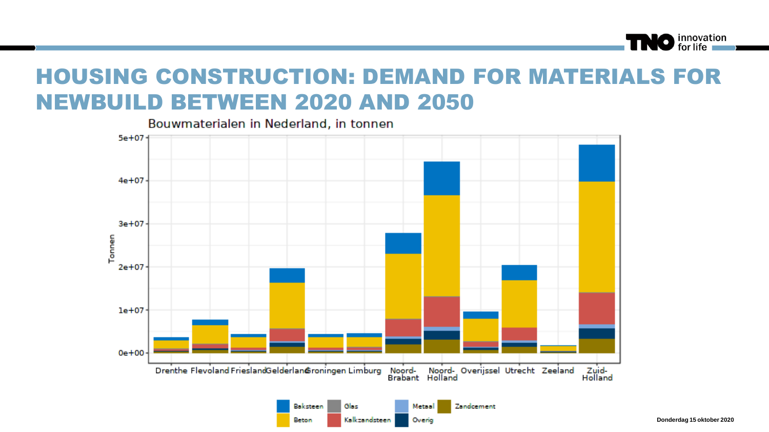# HOUSING CONSTRUCTION: DEMAND FOR MATERIALS FOR NEWBUILD BETWEEN 2020 AND 2050

Bouwmaterialen in Nederland, in tonnen

Tonnen

5e+07
4e+07
3e+07
2e+07
1e+07
0e+00

Drenthe | Flevoland | Friesland | Gelderland | Groningen | Limburg | Noord-Brabant | Noord-Holland | Overijssel | Utrecht | Zeeland | Zuid-Holland

Baksteen | Glas | Metaal | Zandcement
Beton | Kalkzandsteen | Overig

Donderdag 15 oktober 2020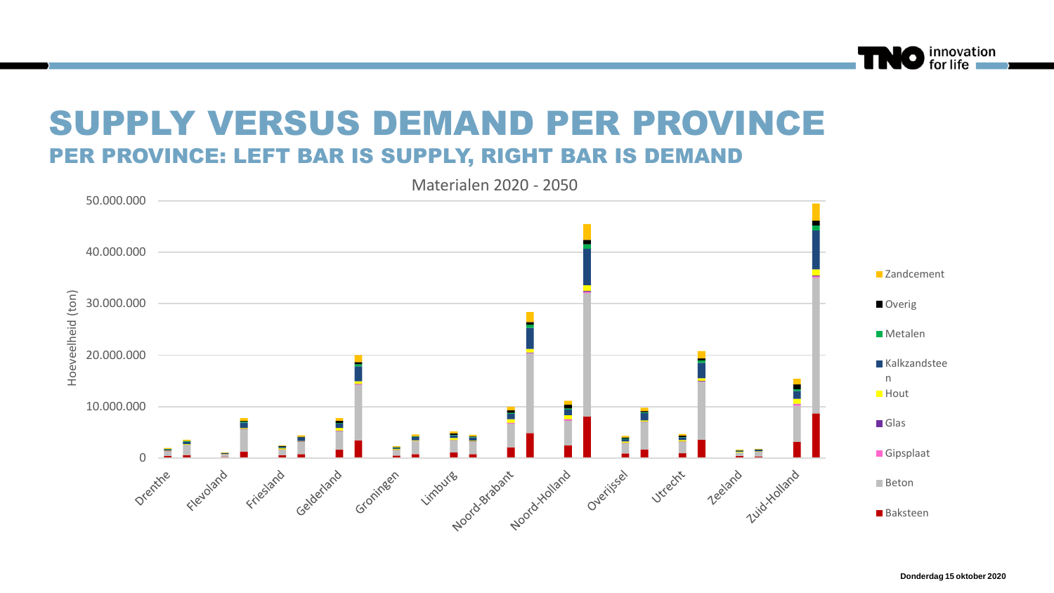# SUPPLY VERSUS DEMAND PER PROVINCE

## PER PROVINCE: LEFT BAR IS SUPPLY, RIGHT BAR IS DEMAND

Materialen 2020 - 2050

Hoeveelheid (ton)

50.000.000
40.000.000
30.000.000
20.000.000
10.000.000
0

Drenthe, Flevoland, Friesland, Gelderland, Groningen, Limburg, Noord-Brabant, Noord-Holland, Overijssel, Utrecht, Zeeland, Zuid-Holland

- Zandcement
- Overig
- Metalen
- Kalkzandsteen
- Hout
- Glas
- Gipsplaat
- Beton
- Baksteen

Donderdag 15 oktober 2020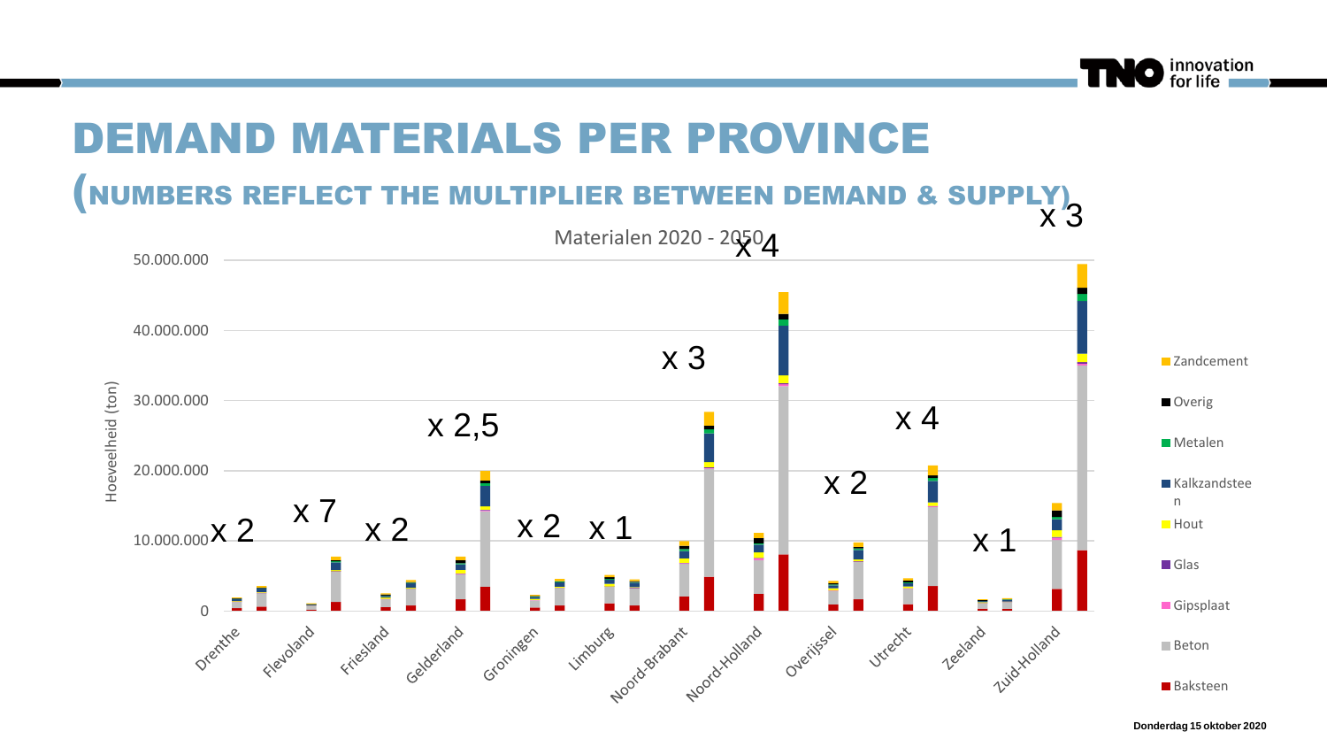# DEMAND MATERIALS PER PROVINCE

## (NUMBERS REFLECT THE MULTIPLIER BETWEEN DEMAND & SUPPLY)

Materialen 2020 - 2050

Hoeveelheid (ton)

| Province | Multiplier |
|---|---|
| Drenthe | x 2 |
| Flevoland | x 7 |
| Friesland | x 2 |
| Gelderland | x 2,5 |
| Groningen | x 2 |
| Limburg | x 1 |
| Noord-Brabant | x 3 |
| Noord-Holland | x 4 |
| Overijssel | x 2 |
| Utrecht | x 4 |
| Zeeland | x 1 |
| Zuid-Holland | x 3 |

Legend: Zandcement, Overig, Metalen, Kalkzandsteen, Hout, Glas, Gipsplaat, Beton, Baksteen

Donderdag 15 oktober 2020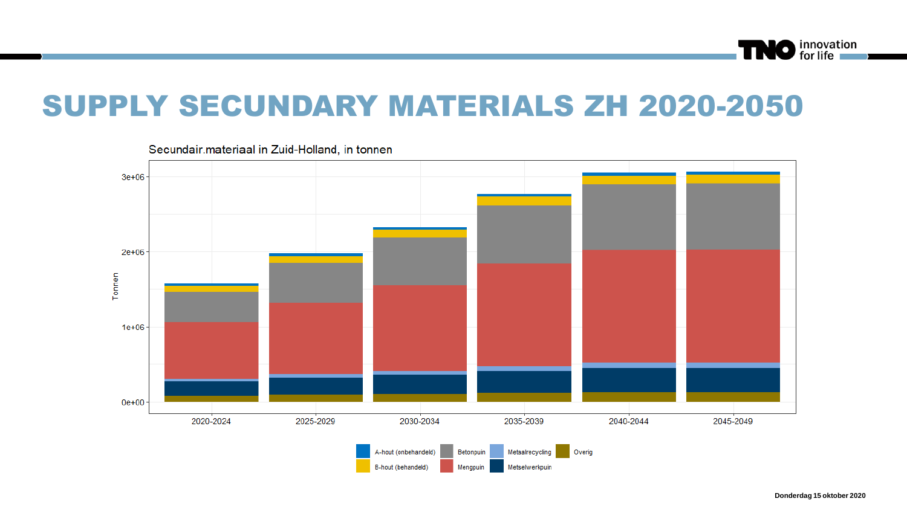# SUPPLY SECUNDARY MATERIALS ZH 2020-2050

Secundair.materiaal in Zuid-Holland, in tonnen

Tonnen

3e+06
2e+06
1e+06
0e+00

2020-2024 | 2025-2029 | 2030-2034 | 2035-2039 | 2040-2044 | 2045-2049

A-hout (onbehandeld) | Betonpuin | Metaalrecycling | Overig
B-hout (behandeld) | Mengpuin | Metselwerkpuin

Donderdag 15 oktober 2020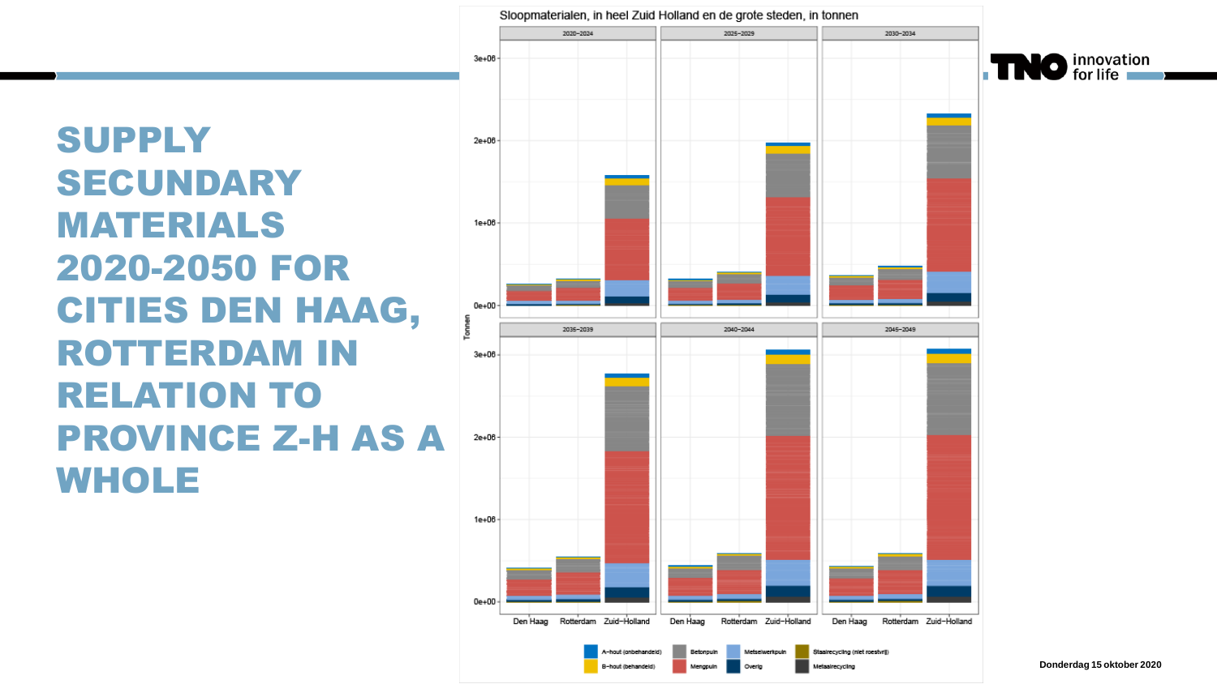# SUPPLY SECUNDARY MATERIALS 2020-2050 FOR CITIES DEN HAAG, ROTTERDAM IN RELATION TO PROVINCE Z-H AS A WHOLE

Sloopmaterialen, in heel Zuid Holland en de grote steden, in tonnen

2020–2024 | 2025–2029 | 2030–2034 | 2035–2039 | 2040–2044 | 2045–2049

Tonnen: 0e+00, 1e+06, 2e+06, 3e+06

Den Haag, Rotterdam, Zuid–Holland

A–hout (onbehandeld) · B–hout (behandeld) · Betonpuin · Mengpuin · Metselwerkpuin · Overig · Staalrecycling (niet roestvrij) · Metaalrecycling

Donderdag 15 oktober 2020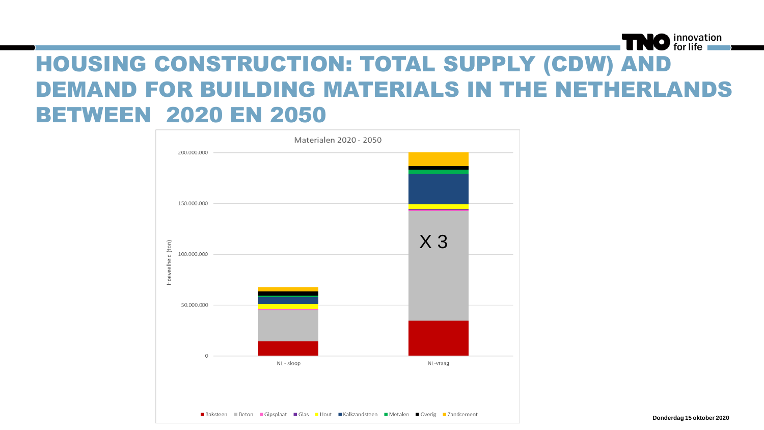# HOUSING CONSTRUCTION: TOTAL SUPPLY (CDW) AND DEMAND FOR BUILDING MATERIALS IN THE NETHERLANDS BETWEEN 2020 EN 2050

Materialen 2020 - 2050

Hoeveelheid (ton)

200.000.000

150.000.000

100.000.000

50.000.000

0

NL - sloop

NL-vraag

X 3

Baksteen | Beton | Gipsplaat | Glas | Hout | Kalkzandsteen | Metalen | Overig | Zandcement

Donderdag 15 oktober 2020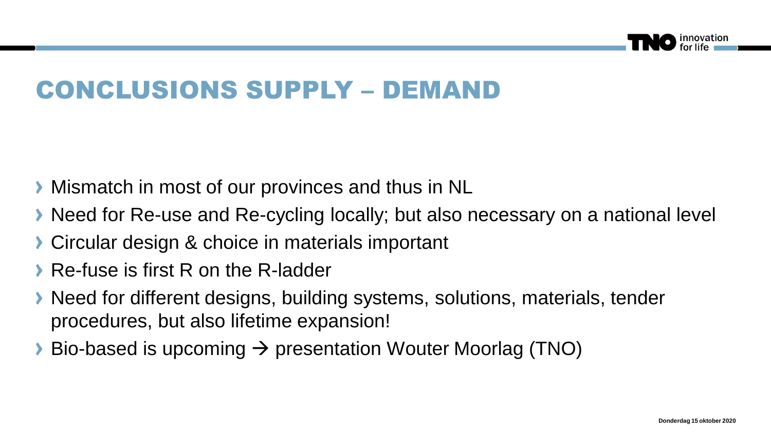# CONCLUSIONS SUPPLY – DEMAND

- Mismatch in most of our provinces and thus in NL
- Need for Re-use and Re-cycling locally; but also necessary on a national level
- Circular design & choice in materials important
- Re-fuse is first R on the R-ladder
- Need for different designs, building systems, solutions, materials, tender procedures, but also lifetime expansion!
- Bio-based is upcoming → presentation Wouter Moorlag (TNO)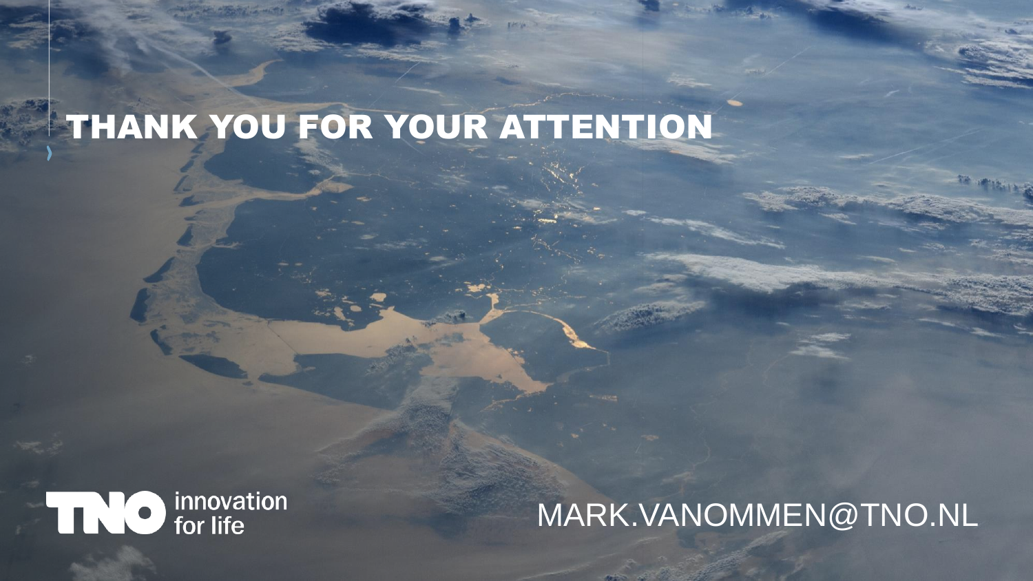# THANK YOU FOR YOUR ATTENTION

TNO innovation for life

MARK.VANOMMEN@TNO.NL